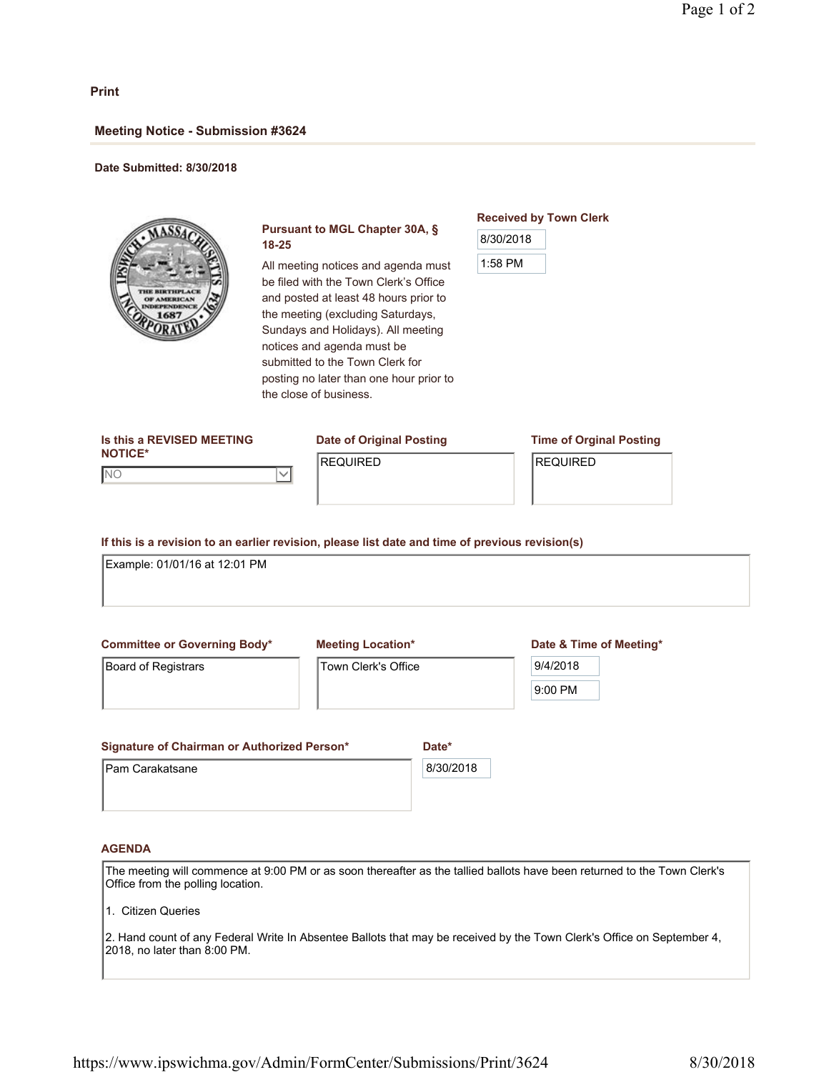Print

## Meeting Notice - Submission #3624

**Date Submitted: 8/30/2018**

**Pursuant to MGL Chapter 30A, § 18-25**

All meeting notices and agenda must be filed with the Town Clerk's Office and posted at least 48 hours prior to the meeting (excluding Saturdays, Sundays and Holidays). All meeting notices and agenda must be submitted to the Town Clerk for posting no later than one hour prior to the close of business.

**Received by Town Clerk**

8/30/2018

1:58 PM

**Is this a REVISED MEETING NOTICE***

NO

**Date of Original Posting**

REQUIRED

**Time of Orginal Posting**

REQUIRED

**If this is a revision to an earlier revision, please list date and time of previous revision(s)**

Example: 01/01/16 at 12:01 PM

**Committee or Governing Body***

Board of Registrars

**Meeting Location***

Town Clerk's Office

**Date & Time of Meeting***

9/4/2018

9:00 PM

**Signature of Chairman or Authorized Person***

Pam Carakatsane

**Date***

8/30/2018

**AGENDA**

The meeting will commence at 9:00 PM or as soon thereafter as the tallied ballots have been returned to the Town Clerk's Office from the polling location.

1. Citizen Queries

2. Hand count of any Federal Write In Absentee Ballots that may be received by the Town Clerk's Office on September 4, 2018, no later than 8:00 PM.